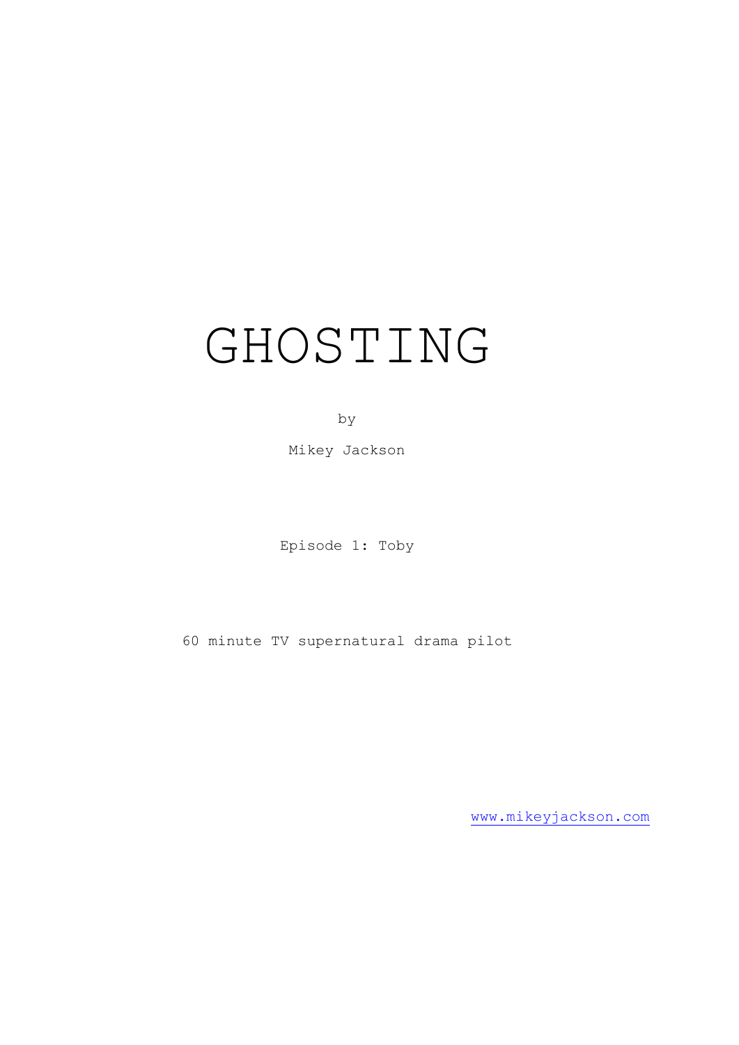# GHOSTING

by

Mikey Jackson

Episode 1: Toby

60 minute TV supernatural drama pilot

www.mikeyjackson.com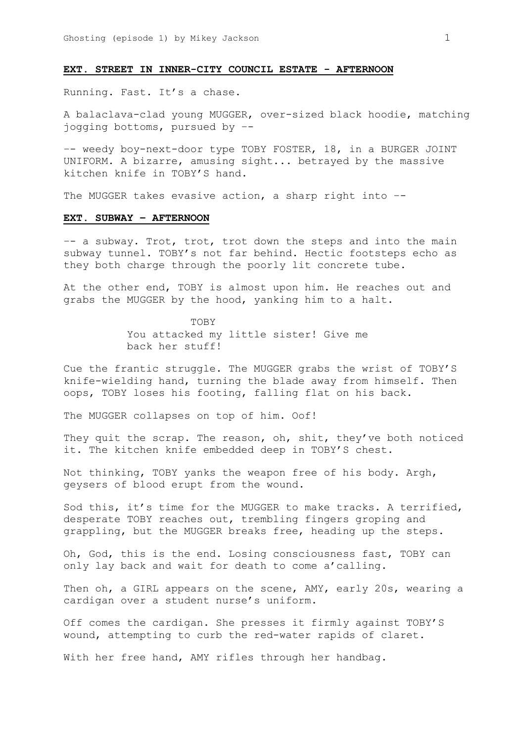**EXT. STREET IN INNER-CITY COUNCIL ESTATE - AFTERNOON**

Running. Fast. It's a chase.

A balaclava-clad young MUGGER, over-sized black hoodie, matching jogging bottoms, pursued by --

-- weedy boy-next-door type TOBY FOSTER, 18, in a BURGER JOINT UNIFORM. A bizarre, amusing sight... betrayed by the massive kitchen knife in TOBY'S hand.

The MUGGER takes evasive action, a sharp right into --

**EXT. SUBWAY – AFTERNOON**

-- a subway. Trot, trot, trot down the steps and into the main subway tunnel. TOBY's not far behind. Hectic footsteps echo as they both charge through the poorly lit concrete tube.

At the other end, TOBY is almost upon him. He reaches out and grabs the MUGGER by the hood, yanking him to a halt.

TOBY
You attacked my little sister! Give me back her stuff!

Cue the frantic struggle. The MUGGER grabs the wrist of TOBY'S knife-wielding hand, turning the blade away from himself. Then oops, TOBY loses his footing, falling flat on his back.

The MUGGER collapses on top of him. Oof!

They quit the scrap. The reason, oh, shit, they've both noticed it. The kitchen knife embedded deep in TOBY'S chest.

Not thinking, TOBY yanks the weapon free of his body. Argh, geysers of blood erupt from the wound.

Sod this, it's time for the MUGGER to make tracks. A terrified, desperate TOBY reaches out, trembling fingers groping and grappling, but the MUGGER breaks free, heading up the steps.

Oh, God, this is the end. Losing consciousness fast, TOBY can only lay back and wait for death to come a'calling.

Then oh, a GIRL appears on the scene, AMY, early 20s, wearing a cardigan over a student nurse's uniform.

Off comes the cardigan. She presses it firmly against TOBY'S wound, attempting to curb the red-water rapids of claret.

With her free hand, AMY rifles through her handbag.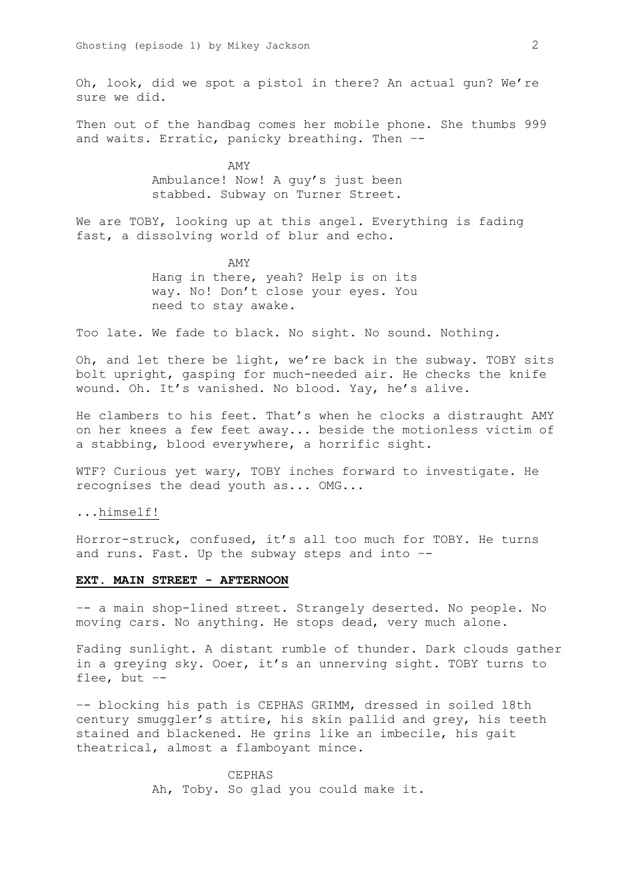Oh, look, did we spot a pistol in there? An actual gun? We're sure we did.

Then out of the handbag comes her mobile phone. She thumbs 999 and waits. Erratic, panicky breathing. Then --

AMY

Ambulance! Now! A guy's just been stabbed. Subway on Turner Street.

We are TOBY, looking up at this angel. Everything is fading fast, a dissolving world of blur and echo.

AMY

Hang in there, yeah? Help is on its way. No! Don't close your eyes. You need to stay awake.

Too late. We fade to black. No sight. No sound. Nothing.

Oh, and let there be light, we're back in the subway. TOBY sits bolt upright, gasping for much-needed air. He checks the knife wound. Oh. It's vanished. No blood. Yay, he's alive.

He clambers to his feet. That's when he clocks a distraught AMY on her knees a few feet away... beside the motionless victim of a stabbing, blood everywhere, a horrific sight.

WTF? Curious yet wary, TOBY inches forward to investigate. He recognises the dead youth as... OMG...

...<u>himself!</u>

Horror-struck, confused, it's all too much for TOBY. He turns and runs. Fast. Up the subway steps and into --

**<u>EXT. MAIN STREET - AFTERNOON</u>**

-- a main shop-lined street. Strangely deserted. No people. No moving cars. No anything. He stops dead, very much alone.

Fading sunlight. A distant rumble of thunder. Dark clouds gather in a greying sky. Ooer, it's an unnerving sight. TOBY turns to flee, but --

-- blocking his path is CEPHAS GRIMM, dressed in soiled 18th century smuggler's attire, his skin pallid and grey, his teeth stained and blackened. He grins like an imbecile, his gait theatrical, almost a flamboyant mince.

CEPHAS

Ah, Toby. So glad you could make it.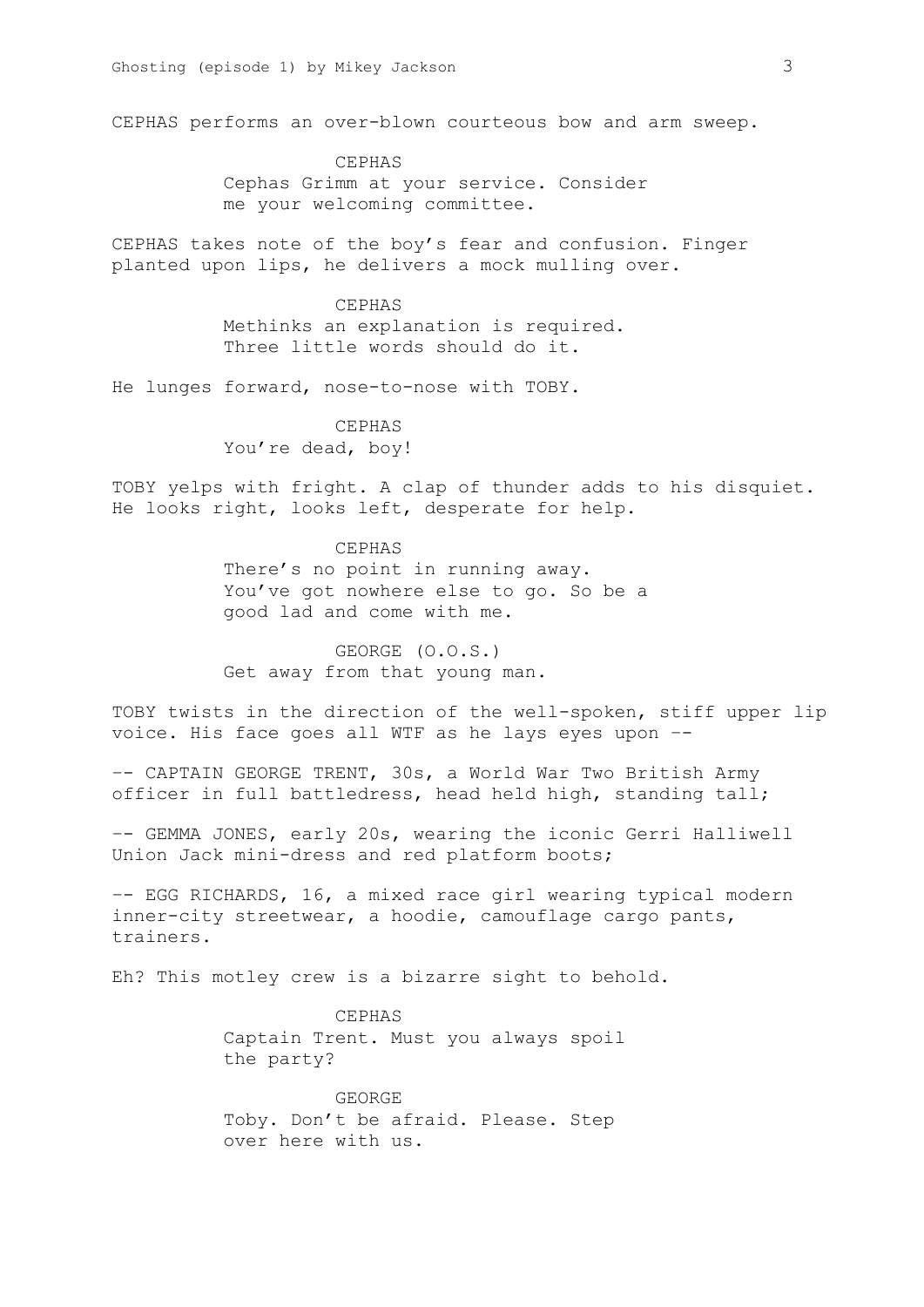CEPHAS performs an over-blown courteous bow and arm sweep.

CEPHAS
Cephas Grimm at your service. Consider me your welcoming committee.

CEPHAS takes note of the boy's fear and confusion. Finger planted upon lips, he delivers a mock mulling over.

CEPHAS
Methinks an explanation is required. Three little words should do it.

He lunges forward, nose-to-nose with TOBY.

CEPHAS
You're dead, boy!

TOBY yelps with fright. A clap of thunder adds to his disquiet. He looks right, looks left, desperate for help.

CEPHAS
There's no point in running away. You've got nowhere else to go. So be a good lad and come with me.

GEORGE (O.O.S.)
Get away from that young man.

TOBY twists in the direction of the well-spoken, stiff upper lip voice. His face goes all WTF as he lays eyes upon --

-- CAPTAIN GEORGE TRENT, 30s, a World War Two British Army officer in full battledress, head held high, standing tall;

-- GEMMA JONES, early 20s, wearing the iconic Gerri Halliwell Union Jack mini-dress and red platform boots;

-- EGG RICHARDS, 16, a mixed race girl wearing typical modern inner-city streetwear, a hoodie, camouflage cargo pants, trainers.

Eh? This motley crew is a bizarre sight to behold.

CEPHAS
Captain Trent. Must you always spoil the party?

GEORGE
Toby. Don't be afraid. Please. Step over here with us.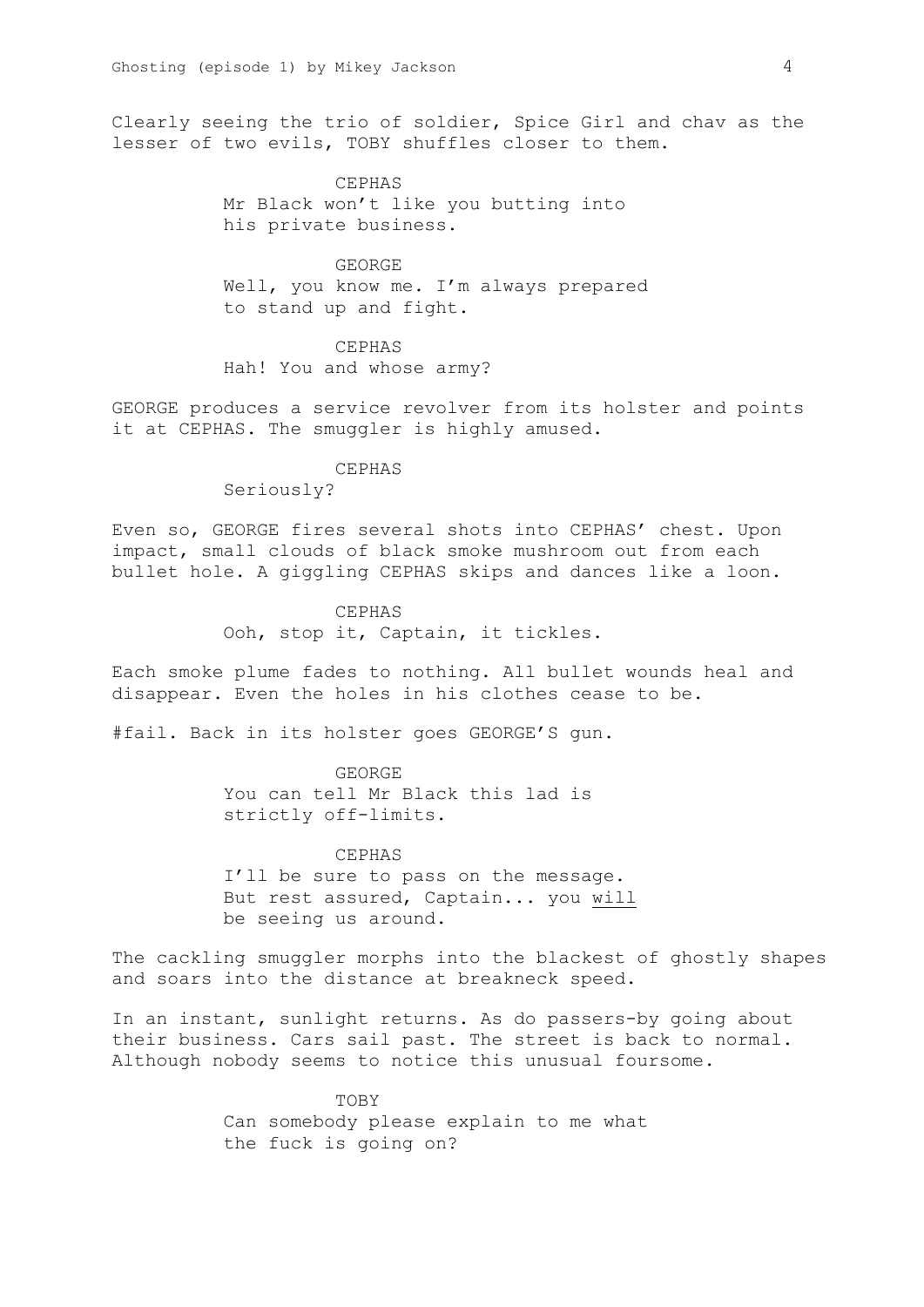Clearly seeing the trio of soldier, Spice Girl and chav as the lesser of two evils, TOBY shuffles closer to them.

CEPHAS
Mr Black won't like you butting into his private business.

GEORGE
Well, you know me. I'm always prepared to stand up and fight.

CEPHAS
Hah! You and whose army?

GEORGE produces a service revolver from its holster and points it at CEPHAS. The smuggler is highly amused.

CEPHAS
Seriously?

Even so, GEORGE fires several shots into CEPHAS' chest. Upon impact, small clouds of black smoke mushroom out from each bullet hole. A giggling CEPHAS skips and dances like a loon.

CEPHAS
Ooh, stop it, Captain, it tickles.

Each smoke plume fades to nothing. All bullet wounds heal and disappear. Even the holes in his clothes cease to be.

#fail. Back in its holster goes GEORGE'S gun.

GEORGE
You can tell Mr Black this lad is strictly off-limits.

CEPHAS
I'll be sure to pass on the message. But rest assured, Captain... you <u>will</u> be seeing us around.

The cackling smuggler morphs into the blackest of ghostly shapes and soars into the distance at breakneck speed.

In an instant, sunlight returns. As do passers-by going about their business. Cars sail past. The street is back to normal. Although nobody seems to notice this unusual foursome.

TOBY
Can somebody please explain to me what the fuck is going on?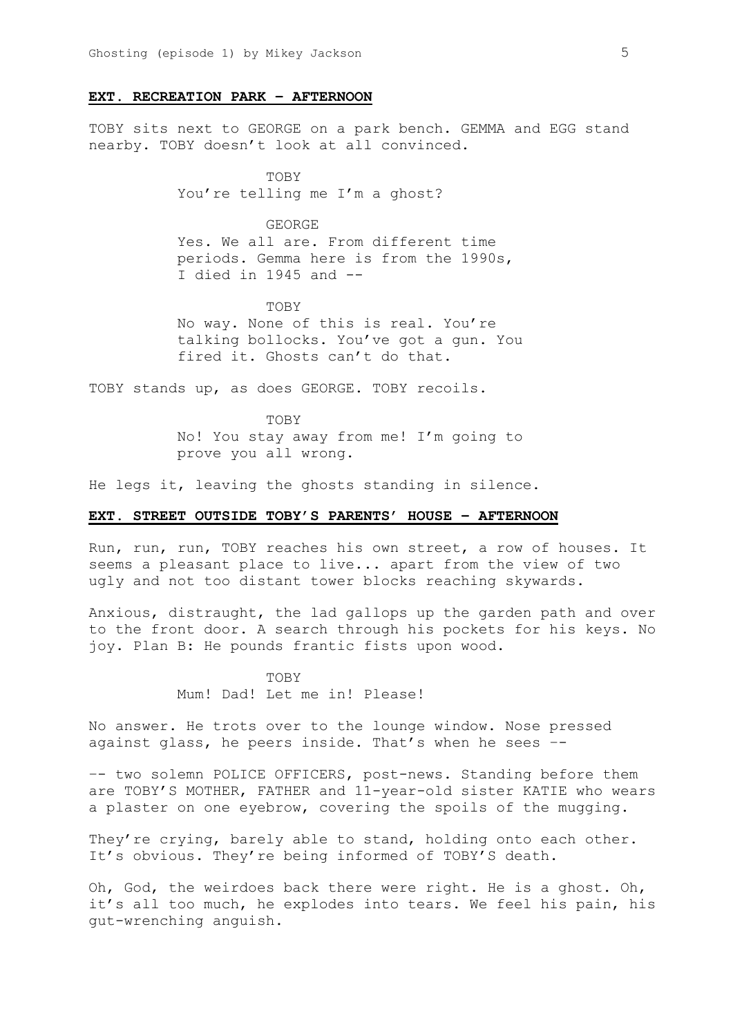**EXT. RECREATION PARK – AFTERNOON**

TOBY sits next to GEORGE on a park bench. GEMMA and EGG stand nearby. TOBY doesn't look at all convinced.

TOBY
You're telling me I'm a ghost?

GEORGE
Yes. We all are. From different time periods. Gemma here is from the 1990s, I died in 1945 and --

TOBY
No way. None of this is real. You're talking bollocks. You've got a gun. You fired it. Ghosts can't do that.

TOBY stands up, as does GEORGE. TOBY recoils.

TOBY
No! You stay away from me! I'm going to prove you all wrong.

He legs it, leaving the ghosts standing in silence.

**EXT. STREET OUTSIDE TOBY'S PARENTS' HOUSE – AFTERNOON**

Run, run, run, TOBY reaches his own street, a row of houses. It seems a pleasant place to live... apart from the view of two ugly and not too distant tower blocks reaching skywards.

Anxious, distraught, the lad gallops up the garden path and over to the front door. A search through his pockets for his keys. No joy. Plan B: He pounds frantic fists upon wood.

TOBY
Mum! Dad! Let me in! Please!

No answer. He trots over to the lounge window. Nose pressed against glass, he peers inside. That's when he sees --

-- two solemn POLICE OFFICERS, post-news. Standing before them are TOBY'S MOTHER, FATHER and 11-year-old sister KATIE who wears a plaster on one eyebrow, covering the spoils of the mugging.

They're crying, barely able to stand, holding onto each other. It's obvious. They're being informed of TOBY'S death.

Oh, God, the weirdoes back there were right. He is a ghost. Oh, it's all too much, he explodes into tears. We feel his pain, his gut-wrenching anguish.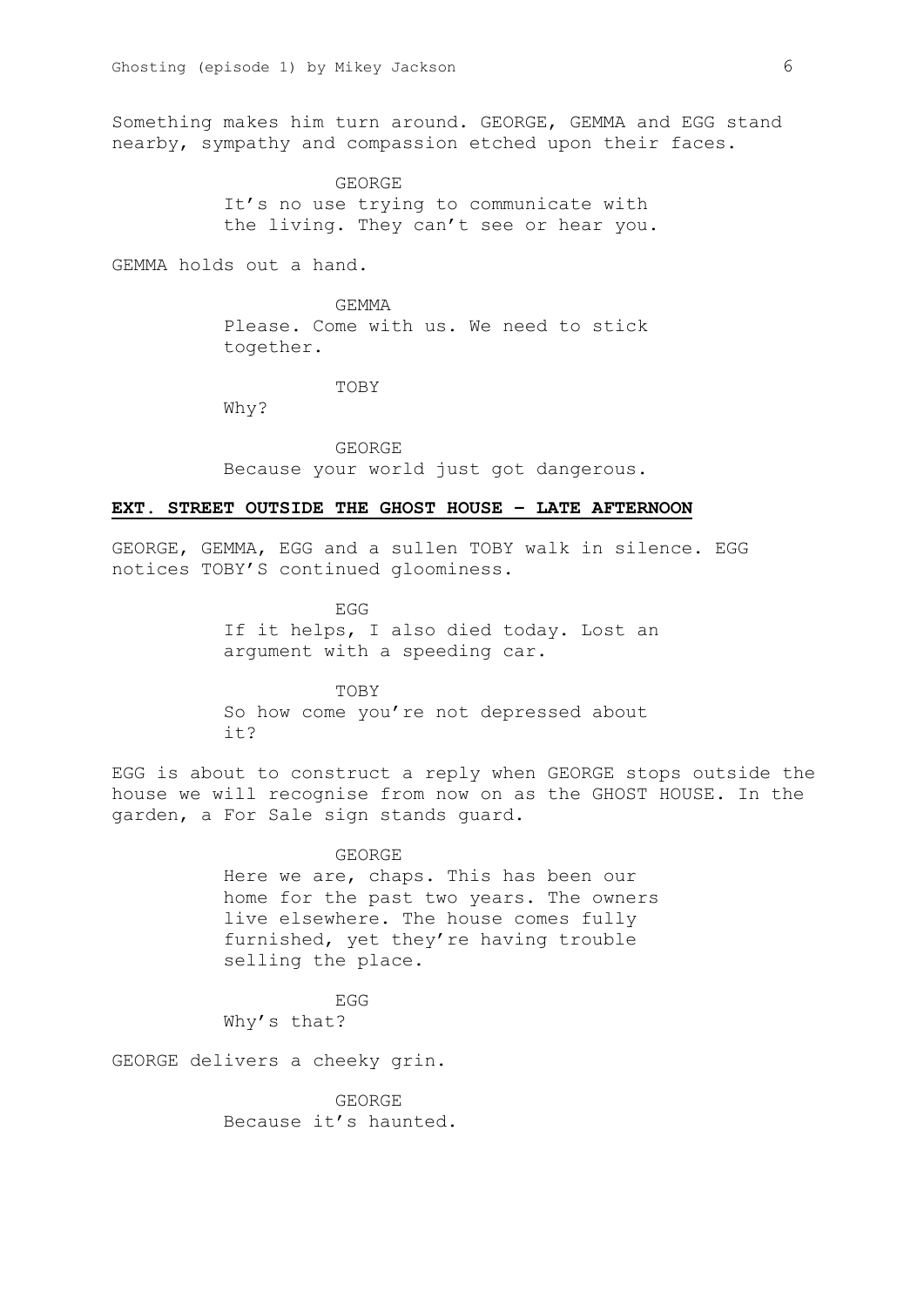Something makes him turn around. GEORGE, GEMMA and EGG stand nearby, sympathy and compassion etched upon their faces.

GEORGE

It's no use trying to communicate with the living. They can't see or hear you.

GEMMA holds out a hand.

GEMMA

Please. Come with us. We need to stick together.

TOBY

Why?

GEORGE

Because your world just got dangerous.

**EXT. STREET OUTSIDE THE GHOST HOUSE – LATE AFTERNOON**

GEORGE, GEMMA, EGG and a sullen TOBY walk in silence. EGG notices TOBY'S continued gloominess.

EGG

If it helps, I also died today. Lost an argument with a speeding car.

TOBY

So how come you're not depressed about it?

EGG is about to construct a reply when GEORGE stops outside the house we will recognise from now on as the GHOST HOUSE. In the garden, a For Sale sign stands guard.

GEORGE

Here we are, chaps. This has been our home for the past two years. The owners live elsewhere. The house comes fully furnished, yet they're having trouble selling the place.

EGG

Why's that?

GEORGE delivers a cheeky grin.

GEORGE

Because it's haunted.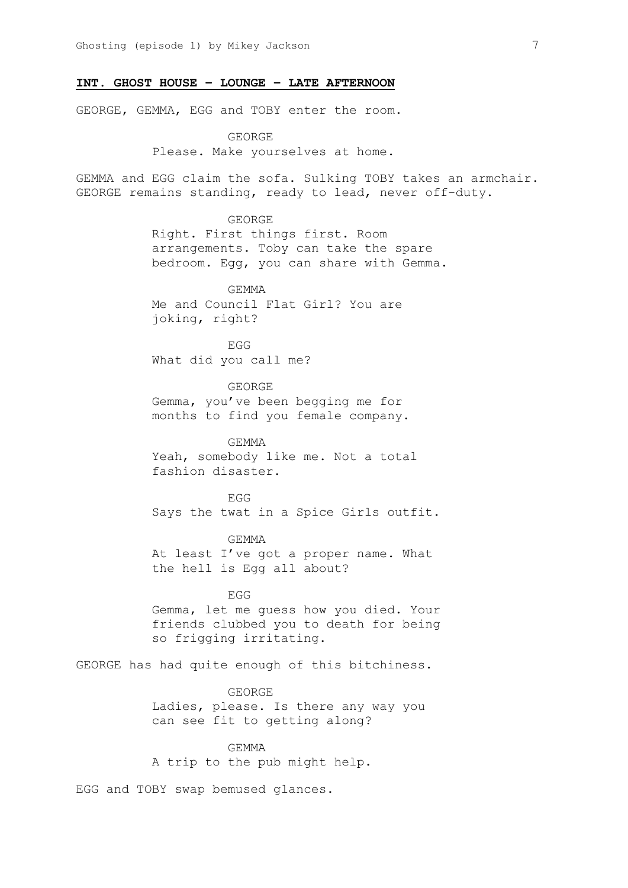**INT. GHOST HOUSE – LOUNGE – LATE AFTERNOON**

GEORGE, GEMMA, EGG and TOBY enter the room.

GEORGE
Please. Make yourselves at home.

GEMMA and EGG claim the sofa. Sulking TOBY takes an armchair. GEORGE remains standing, ready to lead, never off-duty.

GEORGE
Right. First things first. Room arrangements. Toby can take the spare bedroom. Egg, you can share with Gemma.

GEMMA
Me and Council Flat Girl? You are joking, right?

EGG
What did you call me?

GEORGE
Gemma, you've been begging me for months to find you female company.

GEMMA
Yeah, somebody like me. Not a total fashion disaster.

EGG
Says the twat in a Spice Girls outfit.

GEMMA
At least I've got a proper name. What the hell is Egg all about?

EGG
Gemma, let me guess how you died. Your friends clubbed you to death for being so frigging irritating.

GEORGE has had quite enough of this bitchiness.

GEORGE
Ladies, please. Is there any way you can see fit to getting along?

GEMMA
A trip to the pub might help.

EGG and TOBY swap bemused glances.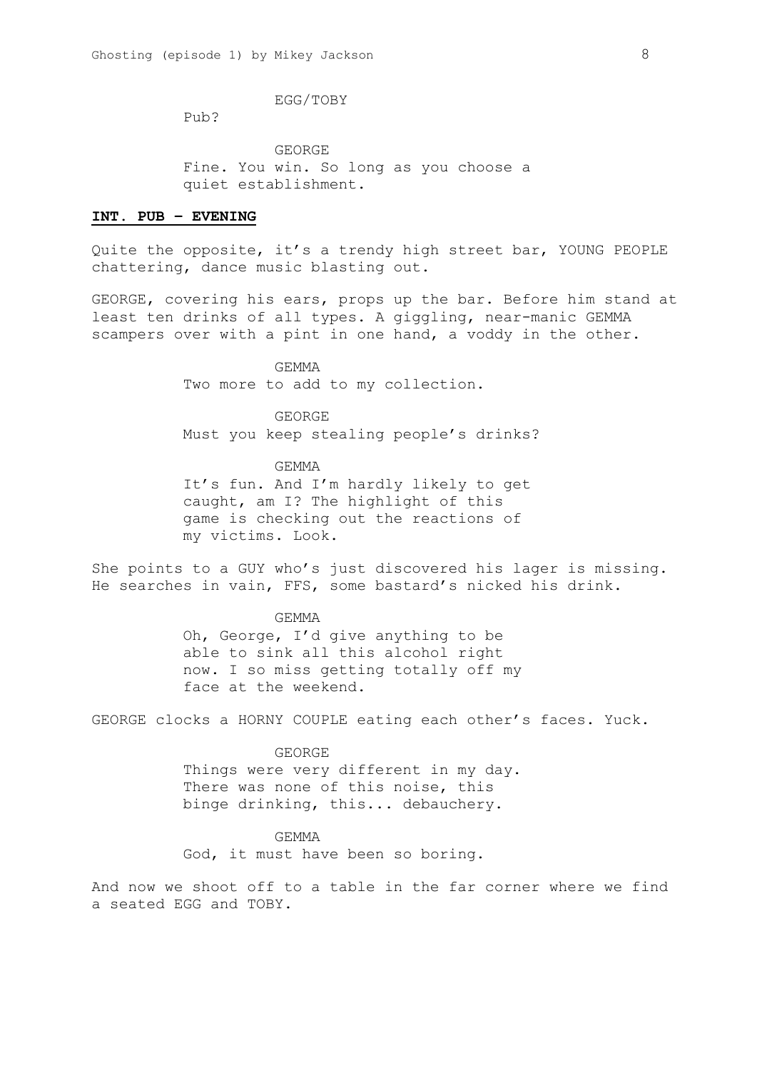EGG/TOBY

Pub?

GEORGE

Fine. You win. So long as you choose a quiet establishment.

**INT. PUB – EVENING**

Quite the opposite, it's a trendy high street bar, YOUNG PEOPLE chattering, dance music blasting out.

GEORGE, covering his ears, props up the bar. Before him stand at least ten drinks of all types. A giggling, near-manic GEMMA scampers over with a pint in one hand, a voddy in the other.

GEMMA

Two more to add to my collection.

GEORGE

Must you keep stealing people's drinks?

GEMMA

It's fun. And I'm hardly likely to get caught, am I? The highlight of this game is checking out the reactions of my victims. Look.

She points to a GUY who's just discovered his lager is missing. He searches in vain, FFS, some bastard's nicked his drink.

GEMMA

Oh, George, I'd give anything to be able to sink all this alcohol right now. I so miss getting totally off my face at the weekend.

GEORGE clocks a HORNY COUPLE eating each other's faces. Yuck.

GEORGE

Things were very different in my day. There was none of this noise, this binge drinking, this... debauchery.

GEMMA

God, it must have been so boring.

And now we shoot off to a table in the far corner where we find a seated EGG and TOBY.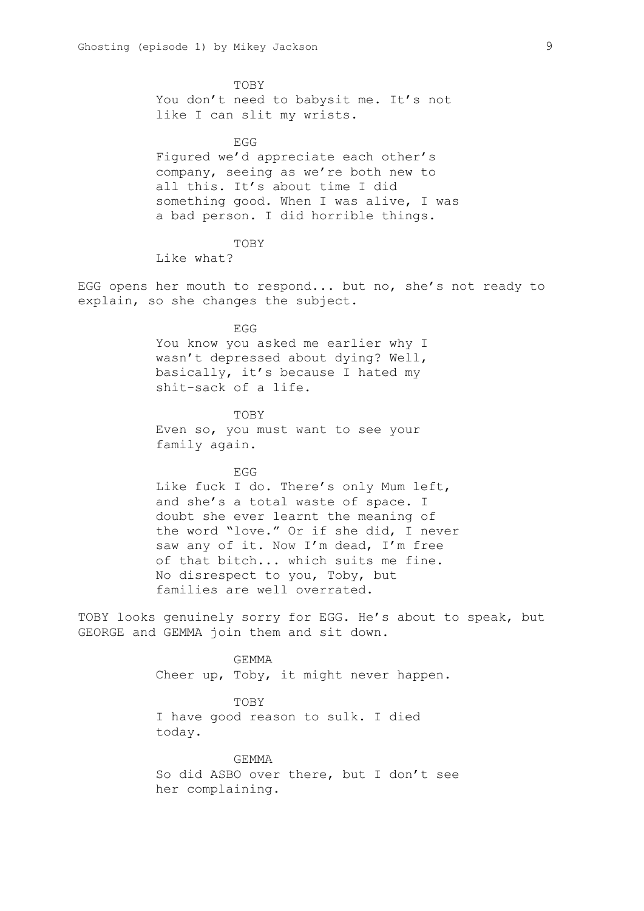TOBY

You don't need to babysit me. It's not like I can slit my wrists.

EGG

Figured we'd appreciate each other's company, seeing as we're both new to all this. It's about time I did something good. When I was alive, I was a bad person. I did horrible things.

TOBY

Like what?

EGG opens her mouth to respond... but no, she's not ready to explain, so she changes the subject.

EGG

You know you asked me earlier why I wasn't depressed about dying? Well, basically, it's because I hated my shit-sack of a life.

TOBY

Even so, you must want to see your family again.

EGG

Like fuck I do. There's only Mum left, and she's a total waste of space. I doubt she ever learnt the meaning of the word "love." Or if she did, I never saw any of it. Now I'm dead, I'm free of that bitch... which suits me fine. No disrespect to you, Toby, but families are well overrated.

TOBY looks genuinely sorry for EGG. He's about to speak, but GEORGE and GEMMA join them and sit down.

GEMMA

Cheer up, Toby, it might never happen.

TOBY

I have good reason to sulk. I died today.

GEMMA

So did ASBO over there, but I don't see her complaining.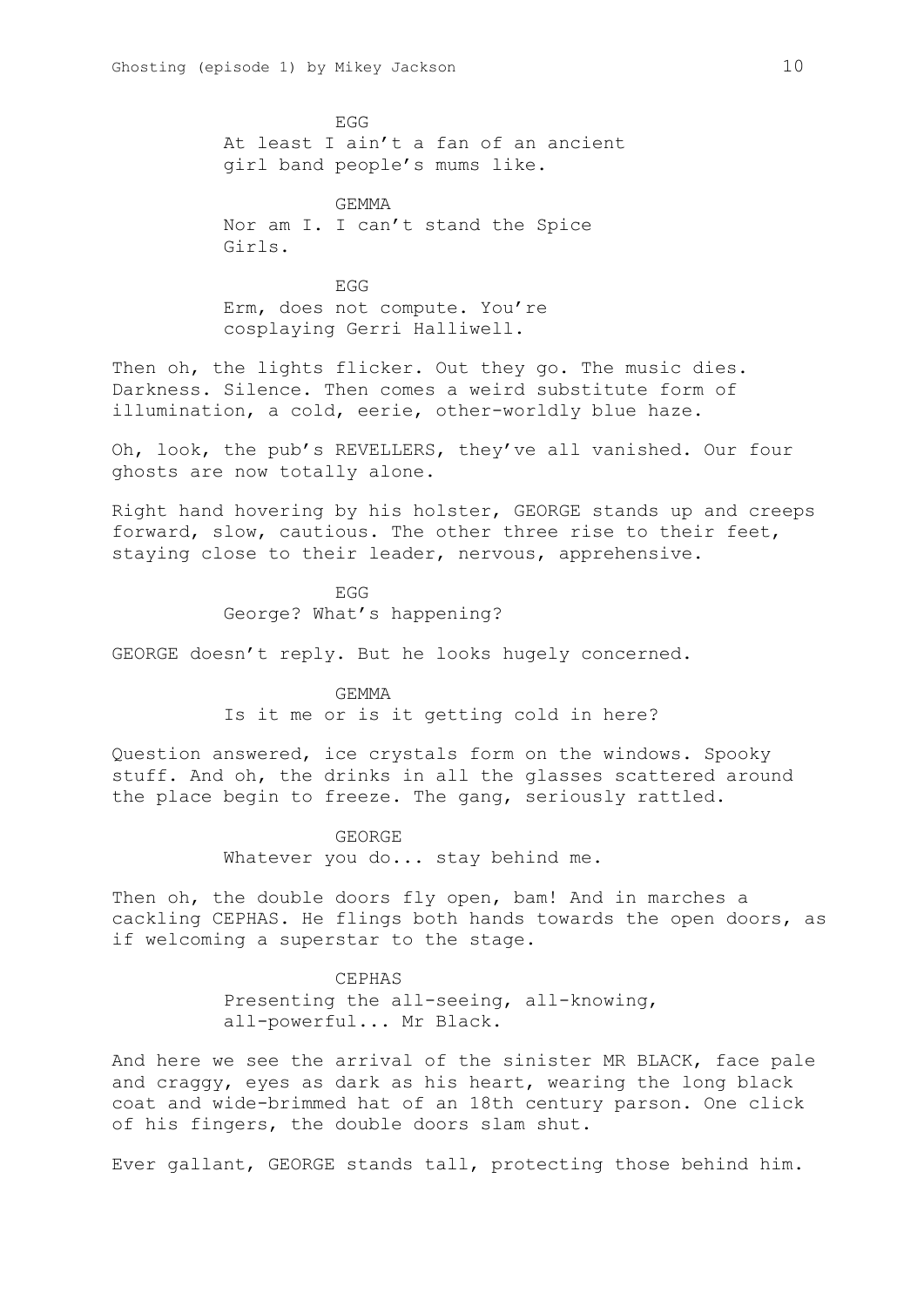EGG
At least I ain't a fan of an ancient girl band people's mums like.

GEMMA
Nor am I. I can't stand the Spice Girls.

EGG
Erm, does not compute. You're cosplaying Gerri Halliwell.

Then oh, the lights flicker. Out they go. The music dies. Darkness. Silence. Then comes a weird substitute form of illumination, a cold, eerie, other-worldly blue haze.

Oh, look, the pub's REVELLERS, they've all vanished. Our four ghosts are now totally alone.

Right hand hovering by his holster, GEORGE stands up and creeps forward, slow, cautious. The other three rise to their feet, staying close to their leader, nervous, apprehensive.

EGG
George? What's happening?

GEORGE doesn't reply. But he looks hugely concerned.

GEMMA
Is it me or is it getting cold in here?

Question answered, ice crystals form on the windows. Spooky stuff. And oh, the drinks in all the glasses scattered around the place begin to freeze. The gang, seriously rattled.

GEORGE
Whatever you do... stay behind me.

Then oh, the double doors fly open, bam! And in marches a cackling CEPHAS. He flings both hands towards the open doors, as if welcoming a superstar to the stage.

CEPHAS
Presenting the all-seeing, all-knowing, all-powerful... Mr Black.

And here we see the arrival of the sinister MR BLACK, face pale and craggy, eyes as dark as his heart, wearing the long black coat and wide-brimmed hat of an 18th century parson. One click of his fingers, the double doors slam shut.

Ever gallant, GEORGE stands tall, protecting those behind him.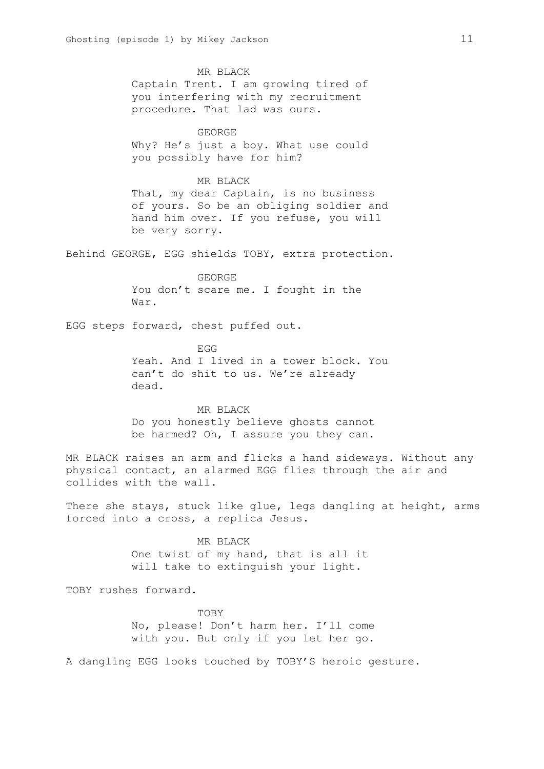MR BLACK

Captain Trent. I am growing tired of you interfering with my recruitment procedure. That lad was ours.

GEORGE

Why? He's just a boy. What use could you possibly have for him?

MR BLACK

That, my dear Captain, is no business of yours. So be an obliging soldier and hand him over. If you refuse, you will be very sorry.

Behind GEORGE, EGG shields TOBY, extra protection.

GEORGE

You don't scare me. I fought in the War.

EGG steps forward, chest puffed out.

EGG

Yeah. And I lived in a tower block. You can't do shit to us. We're already dead.

MR BLACK

Do you honestly believe ghosts cannot be harmed? Oh, I assure you they can.

MR BLACK raises an arm and flicks a hand sideways. Without any physical contact, an alarmed EGG flies through the air and collides with the wall.

There she stays, stuck like glue, legs dangling at height, arms forced into a cross, a replica Jesus.

MR BLACK

One twist of my hand, that is all it will take to extinguish your light.

TOBY rushes forward.

TOBY

No, please! Don't harm her. I'll come with you. But only if you let her go.

A dangling EGG looks touched by TOBY'S heroic gesture.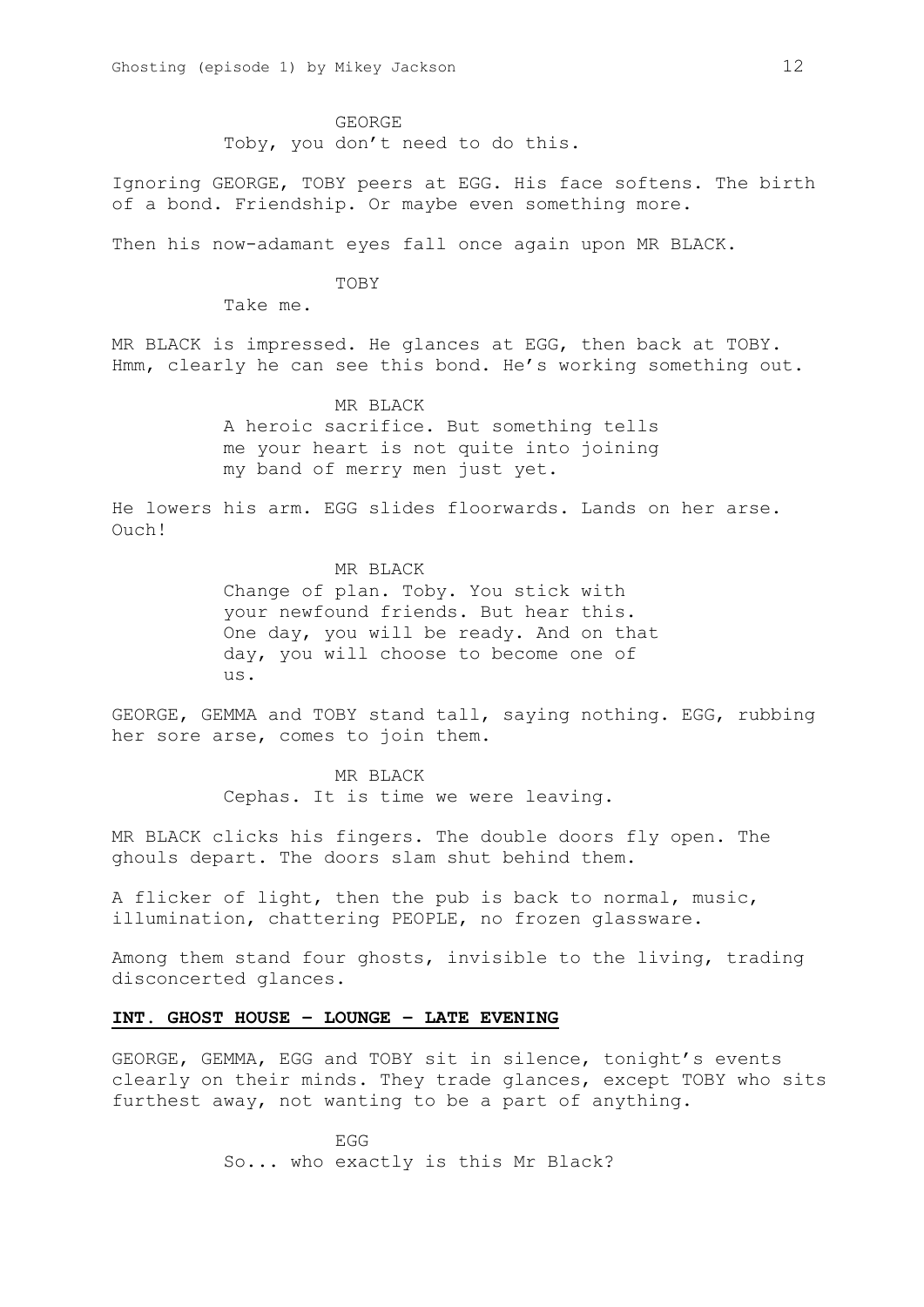GEORGE
Toby, you don't need to do this.

Ignoring GEORGE, TOBY peers at EGG. His face softens. The birth of a bond. Friendship. Or maybe even something more.

Then his now-adamant eyes fall once again upon MR BLACK.

TOBY
Take me.

MR BLACK is impressed. He glances at EGG, then back at TOBY. Hmm, clearly he can see this bond. He's working something out.

MR BLACK
A heroic sacrifice. But something tells me your heart is not quite into joining my band of merry men just yet.

He lowers his arm. EGG slides floorwards. Lands on her arse. Ouch!

MR BLACK
Change of plan. Toby. You stick with your newfound friends. But hear this. One day, you will be ready. And on that day, you will choose to become one of us.

GEORGE, GEMMA and TOBY stand tall, saying nothing. EGG, rubbing her sore arse, comes to join them.

MR BLACK
Cephas. It is time we were leaving.

MR BLACK clicks his fingers. The double doors fly open. The ghouls depart. The doors slam shut behind them.

A flicker of light, then the pub is back to normal, music, illumination, chattering PEOPLE, no frozen glassware.

Among them stand four ghosts, invisible to the living, trading disconcerted glances.

**INT. GHOST HOUSE - LOUNGE - LATE EVENING**

GEORGE, GEMMA, EGG and TOBY sit in silence, tonight's events clearly on their minds. They trade glances, except TOBY who sits furthest away, not wanting to be a part of anything.

EGG
So... who exactly is this Mr Black?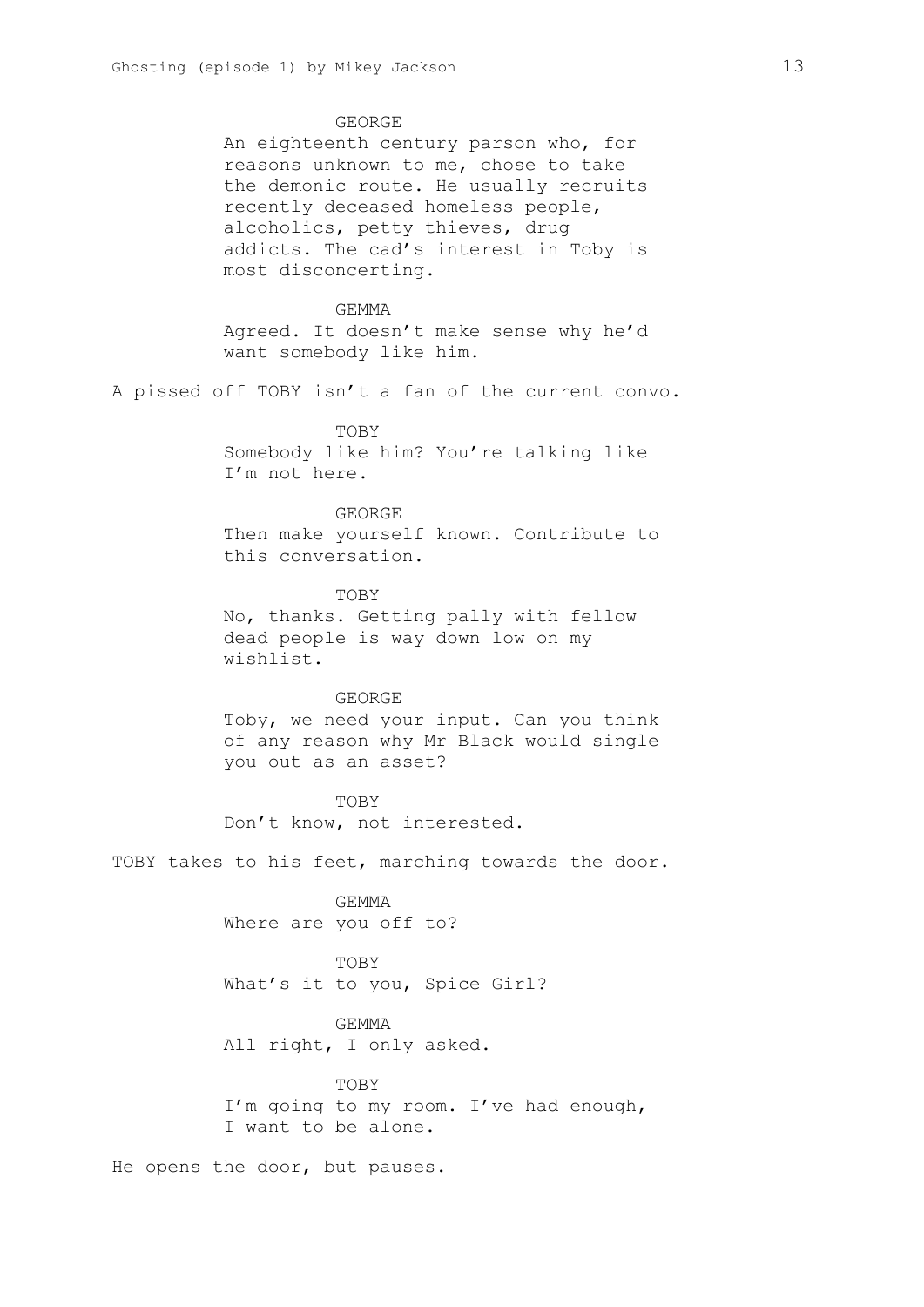GEORGE

An eighteenth century parson who, for reasons unknown to me, chose to take the demonic route. He usually recruits recently deceased homeless people, alcoholics, petty thieves, drug addicts. The cad's interest in Toby is most disconcerting.

GEMMA

Agreed. It doesn't make sense why he'd want somebody like him.

A pissed off TOBY isn't a fan of the current convo.

TOBY

Somebody like him? You're talking like I'm not here.

GEORGE

Then make yourself known. Contribute to this conversation.

TOBY

No, thanks. Getting pally with fellow dead people is way down low on my wishlist.

GEORGE

Toby, we need your input. Can you think of any reason why Mr Black would single you out as an asset?

TOBY

Don't know, not interested.

TOBY takes to his feet, marching towards the door.

GEMMA

Where are you off to?

TOBY

What's it to you, Spice Girl?

GEMMA

All right, I only asked.

TOBY

I'm going to my room. I've had enough, I want to be alone.

He opens the door, but pauses.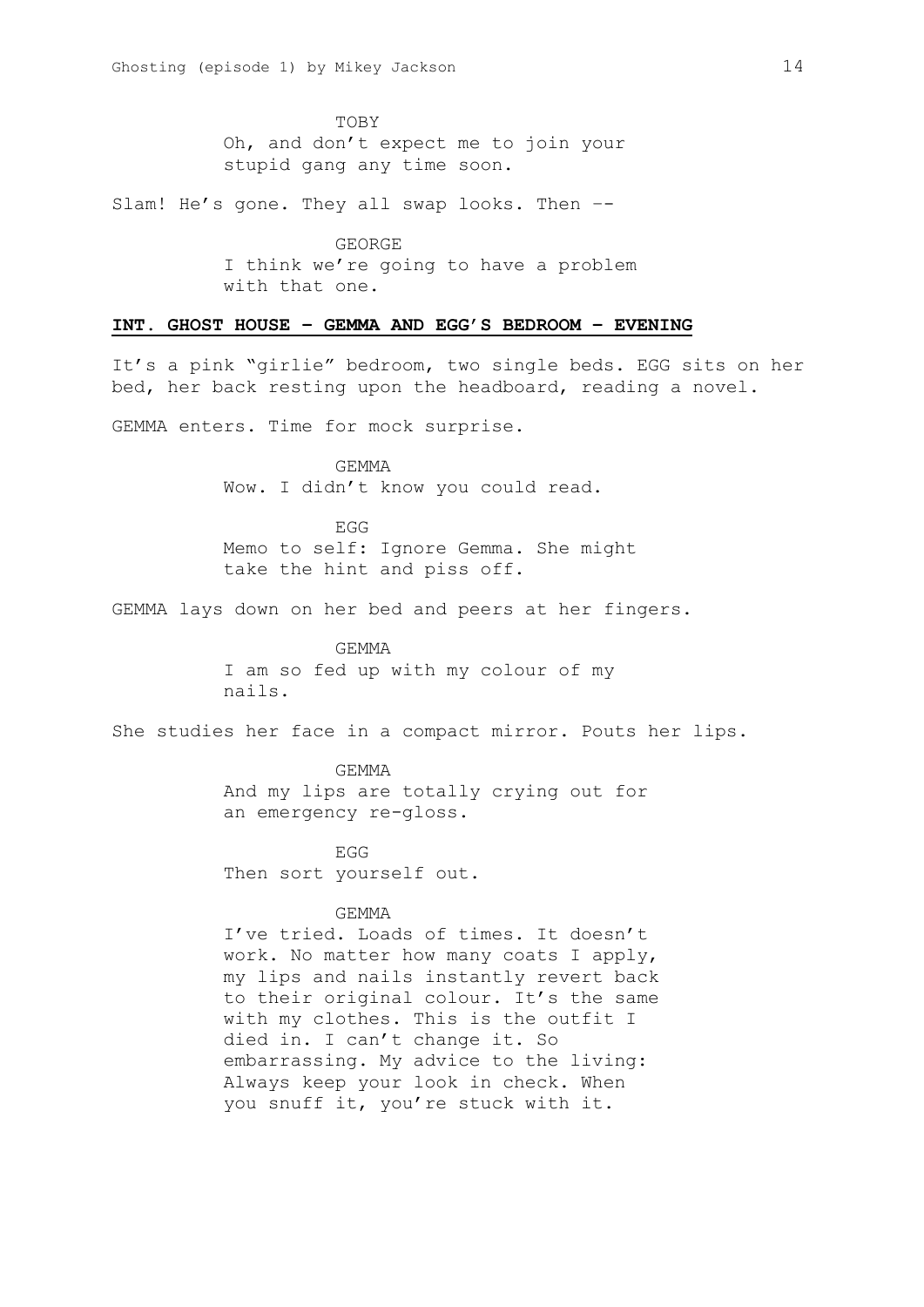TOBY
Oh, and don't expect me to join your stupid gang any time soon.

Slam! He's gone. They all swap looks. Then --

GEORGE
I think we're going to have a problem with that one.

**INT. GHOST HOUSE – GEMMA AND EGG'S BEDROOM – EVENING**

It's a pink "girlie" bedroom, two single beds. EGG sits on her bed, her back resting upon the headboard, reading a novel.

GEMMA enters. Time for mock surprise.

GEMMA
Wow. I didn't know you could read.

EGG
Memo to self: Ignore Gemma. She might take the hint and piss off.

GEMMA lays down on her bed and peers at her fingers.

GEMMA
I am so fed up with my colour of my nails.

She studies her face in a compact mirror. Pouts her lips.

GEMMA
And my lips are totally crying out for an emergency re-gloss.

EGG
Then sort yourself out.

GEMMA
I've tried. Loads of times. It doesn't work. No matter how many coats I apply, my lips and nails instantly revert back to their original colour. It's the same with my clothes. This is the outfit I died in. I can't change it. So embarrassing. My advice to the living: Always keep your look in check. When you snuff it, you're stuck with it.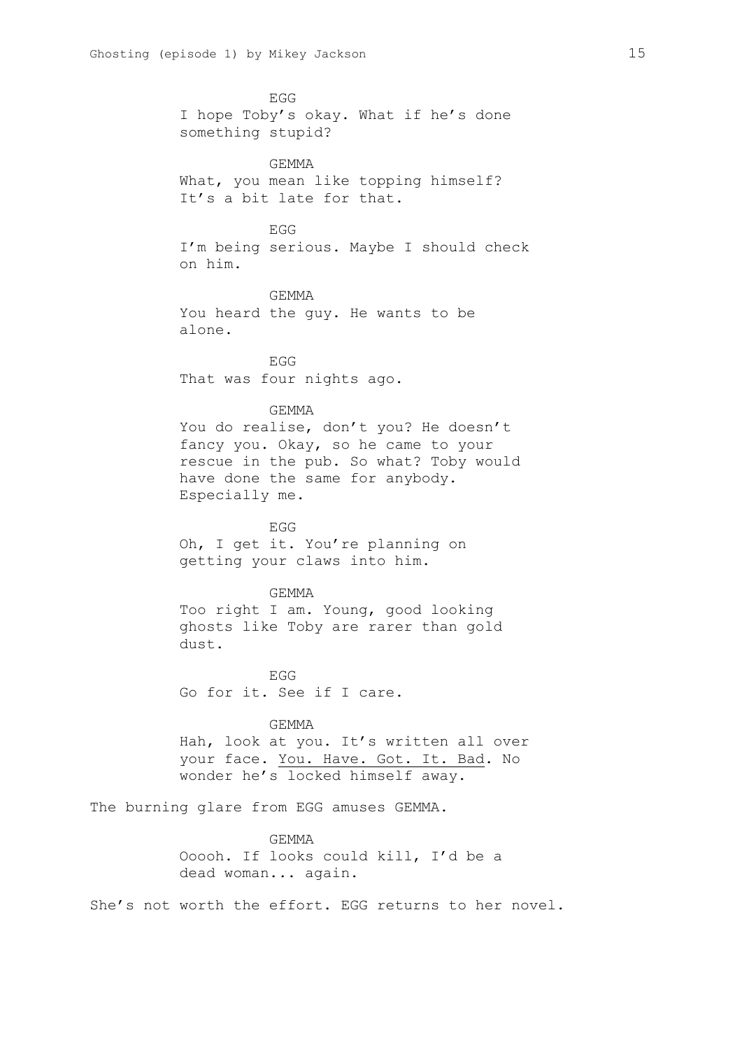EGG
I hope Toby's okay. What if he's done something stupid?

GEMMA
What, you mean like topping himself? It's a bit late for that.

EGG
I'm being serious. Maybe I should check on him.

GEMMA
You heard the guy. He wants to be alone.

EGG
That was four nights ago.

GEMMA
You do realise, don't you? He doesn't fancy you. Okay, so he came to your rescue in the pub. So what? Toby would have done the same for anybody. Especially me.

EGG
Oh, I get it. You're planning on getting your claws into him.

GEMMA
Too right I am. Young, good looking ghosts like Toby are rarer than gold dust.

EGG
Go for it. See if I care.

GEMMA
Hah, look at you. It's written all over your face. <u>You. Have. Got. It. Bad</u>. No wonder he's locked himself away.

The burning glare from EGG amuses GEMMA.

GEMMA
Ooooh. If looks could kill, I'd be a dead woman... again.

She's not worth the effort. EGG returns to her novel.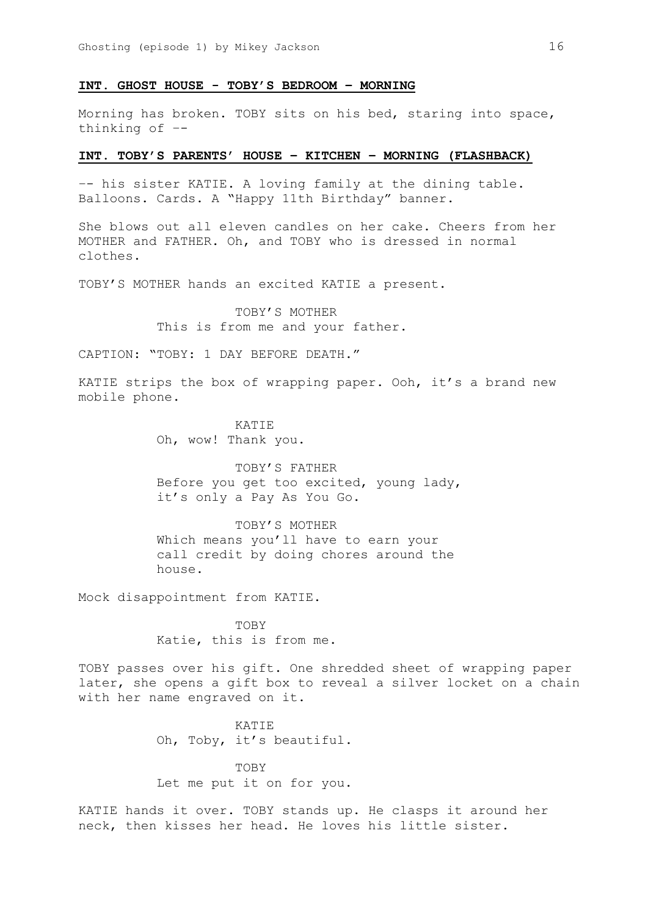**INT. GHOST HOUSE - TOBY'S BEDROOM – MORNING**

Morning has broken. TOBY sits on his bed, staring into space, thinking of --

**INT. TOBY'S PARENTS' HOUSE – KITCHEN – MORNING (FLASHBACK)**

-- his sister KATIE. A loving family at the dining table. Balloons. Cards. A "Happy 11th Birthday" banner.

She blows out all eleven candles on her cake. Cheers from her MOTHER and FATHER. Oh, and TOBY who is dressed in normal clothes.

TOBY'S MOTHER hands an excited KATIE a present.

TOBY'S MOTHER
This is from me and your father.

CAPTION: "TOBY: 1 DAY BEFORE DEATH."

KATIE strips the box of wrapping paper. Ooh, it's a brand new mobile phone.

KATIE
Oh, wow! Thank you.

TOBY'S FATHER
Before you get too excited, young lady, it's only a Pay As You Go.

TOBY'S MOTHER
Which means you'll have to earn your call credit by doing chores around the house.

Mock disappointment from KATIE.

TOBY
Katie, this is from me.

TOBY passes over his gift. One shredded sheet of wrapping paper later, she opens a gift box to reveal a silver locket on a chain with her name engraved on it.

KATIE
Oh, Toby, it's beautiful.

TOBY
Let me put it on for you.

KATIE hands it over. TOBY stands up. He clasps it around her neck, then kisses her head. He loves his little sister.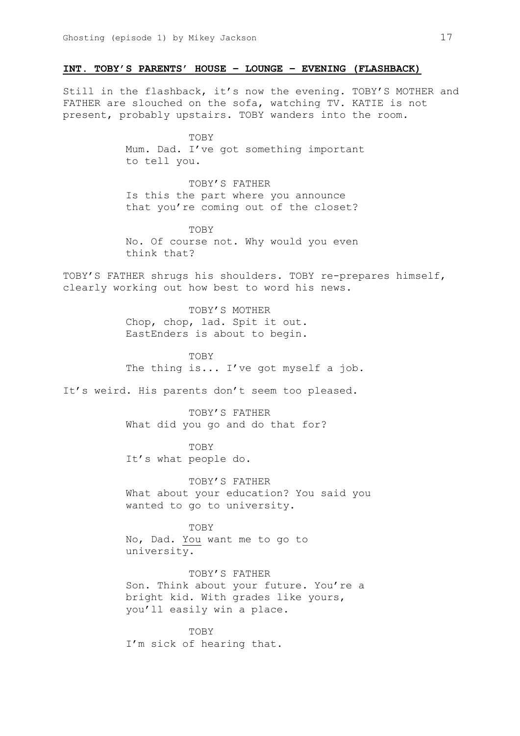**INT. TOBY'S PARENTS' HOUSE – LOUNGE – EVENING (FLASHBACK)**

Still in the flashback, it's now the evening. TOBY'S MOTHER and FATHER are slouched on the sofa, watching TV. KATIE is not present, probably upstairs. TOBY wanders into the room.

TOBY
Mum. Dad. I've got something important to tell you.

TOBY'S FATHER
Is this the part where you announce that you're coming out of the closet?

TOBY
No. Of course not. Why would you even think that?

TOBY'S FATHER shrugs his shoulders. TOBY re-prepares himself, clearly working out how best to word his news.

TOBY'S MOTHER
Chop, chop, lad. Spit it out. EastEnders is about to begin.

TOBY
The thing is... I've got myself a job.

It's weird. His parents don't seem too pleased.

TOBY'S FATHER
What did you go and do that for?

TOBY
It's what people do.

TOBY'S FATHER
What about your education? You said you wanted to go to university.

TOBY
No, Dad. <u>You</u> want me to go to university.

TOBY'S FATHER
Son. Think about your future. You're a bright kid. With grades like yours, you'll easily win a place.

TOBY
I'm sick of hearing that.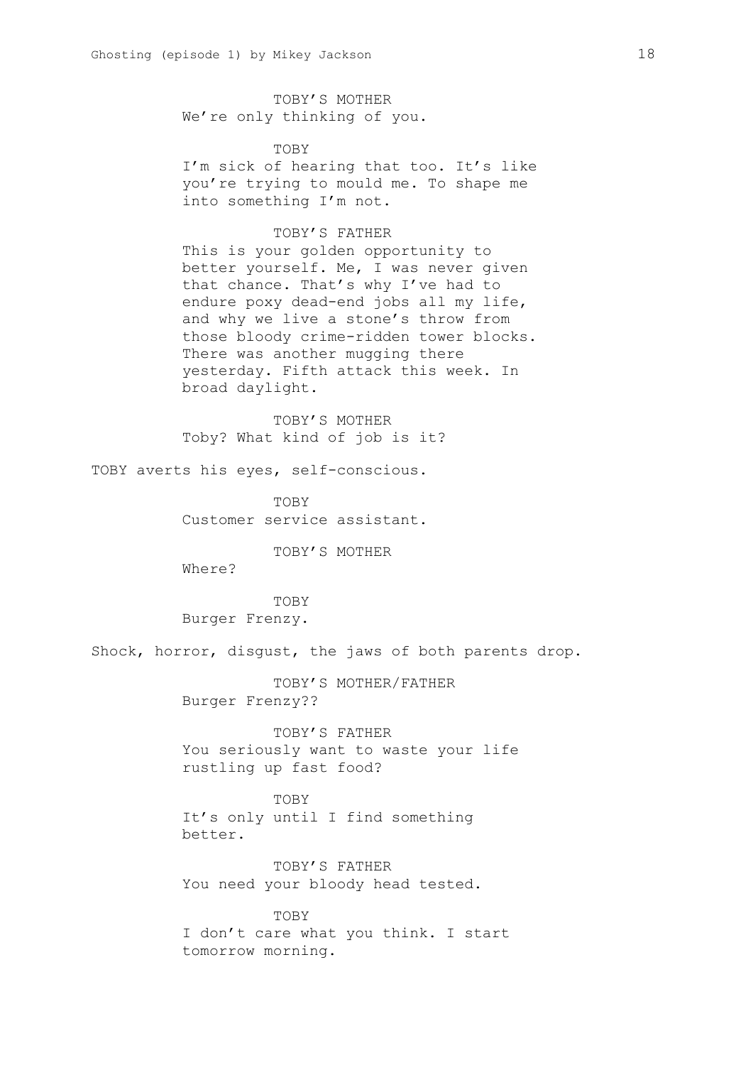TOBY'S MOTHER
We're only thinking of you.

TOBY
I'm sick of hearing that too. It's like you're trying to mould me. To shape me into something I'm not.

TOBY'S FATHER
This is your golden opportunity to better yourself. Me, I was never given that chance. That's why I've had to endure poxy dead-end jobs all my life, and why we live a stone's throw from those bloody crime-ridden tower blocks. There was another mugging there yesterday. Fifth attack this week. In broad daylight.

TOBY'S MOTHER
Toby? What kind of job is it?

TOBY averts his eyes, self-conscious.

TOBY
Customer service assistant.

TOBY'S MOTHER
Where?

TOBY
Burger Frenzy.

Shock, horror, disgust, the jaws of both parents drop.

TOBY'S MOTHER/FATHER
Burger Frenzy??

TOBY'S FATHER
You seriously want to waste your life rustling up fast food?

TOBY
It's only until I find something better.

TOBY'S FATHER
You need your bloody head tested.

TOBY
I don't care what you think. I start tomorrow morning.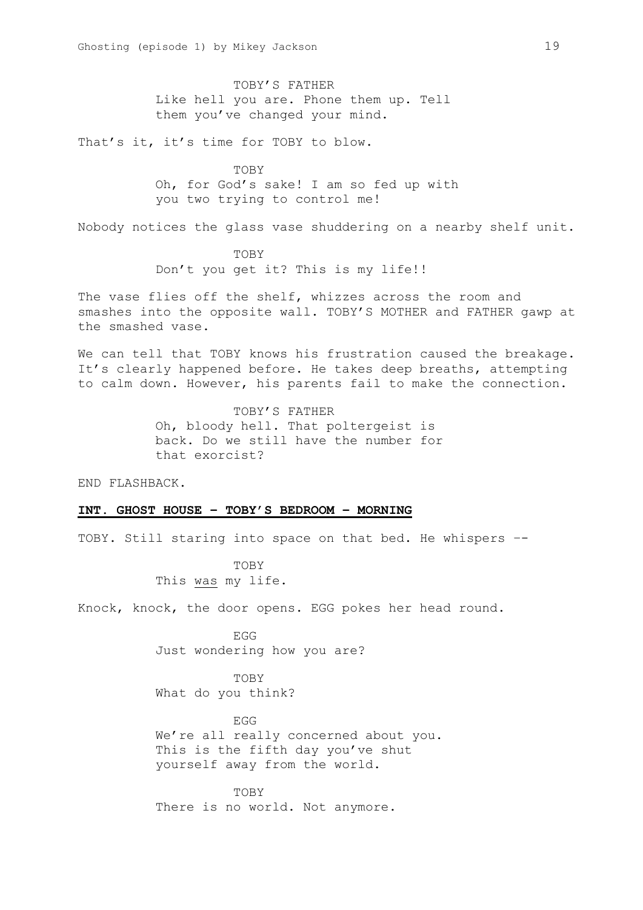TOBY'S FATHER
Like hell you are. Phone them up. Tell them you've changed your mind.

That's it, it's time for TOBY to blow.

TOBY
Oh, for God's sake! I am so fed up with you two trying to control me!

Nobody notices the glass vase shuddering on a nearby shelf unit.

TOBY
Don't you get it? This is my life!!

The vase flies off the shelf, whizzes across the room and smashes into the opposite wall. TOBY'S MOTHER and FATHER gawp at the smashed vase.

We can tell that TOBY knows his frustration caused the breakage. It's clearly happened before. He takes deep breaths, attempting to calm down. However, his parents fail to make the connection.

TOBY'S FATHER
Oh, bloody hell. That poltergeist is back. Do we still have the number for that exorcist?

END FLASHBACK.

**INT. GHOST HOUSE – TOBY'S BEDROOM – MORNING**

TOBY. Still staring into space on that bed. He whispers --

TOBY
This was my life.

Knock, knock, the door opens. EGG pokes her head round.

EGG
Just wondering how you are?

TOBY
What do you think?

EGG
We're all really concerned about you. This is the fifth day you've shut yourself away from the world.

TOBY
There is no world. Not anymore.